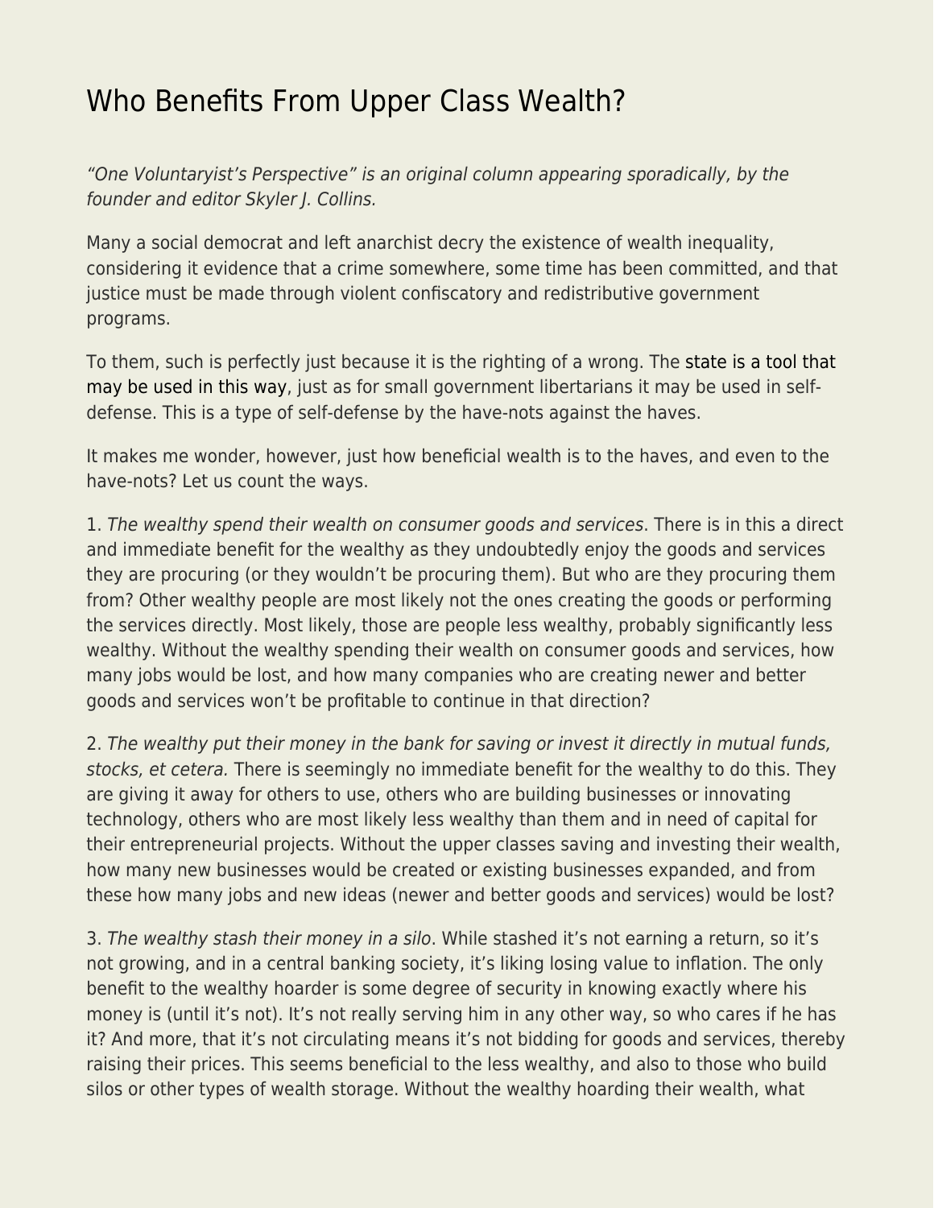# Who Benefits From Upper Class Wealth?

*"One Voluntaryist's Perspective" is an original column appearing sporadically, by the founder and editor Skyler J. Collins.*

Many a social democrat and left anarchist decry the existence of wealth inequality, considering it evidence that a crime somewhere, some time has been committed, and that justice must be made through violent confiscatory and redistributive government programs.

To them, such is perfectly just because it is the righting of a wrong. The state is a tool that may be used in this way, just as for small government libertarians it may be used in self-defense. This is a type of self-defense by the have-nots against the haves.

It makes me wonder, however, just how beneficial wealth is to the haves, and even to the have-nots? Let us count the ways.

1. *The wealthy spend their wealth on consumer goods and services*. There is in this a direct and immediate benefit for the wealthy as they undoubtedly enjoy the goods and services they are procuring (or they wouldn't be procuring them). But who are they procuring them from? Other wealthy people are most likely not the ones creating the goods or performing the services directly. Most likely, those are people less wealthy, probably significantly less wealthy. Without the wealthy spending their wealth on consumer goods and services, how many jobs would be lost, and how many companies who are creating newer and better goods and services won't be profitable to continue in that direction?

2. *The wealthy put their money in the bank for saving or invest it directly in mutual funds, stocks, et cetera.* There is seemingly no immediate benefit for the wealthy to do this. They are giving it away for others to use, others who are building businesses or innovating technology, others who are most likely less wealthy than them and in need of capital for their entrepreneurial projects. Without the upper classes saving and investing their wealth, how many new businesses would be created or existing businesses expanded, and from these how many jobs and new ideas (newer and better goods and services) would be lost?

3. *The wealthy stash their money in a silo*. While stashed it's not earning a return, so it's not growing, and in a central banking society, it's liking losing value to inflation. The only benefit to the wealthy hoarder is some degree of security in knowing exactly where his money is (until it's not). It's not really serving him in any other way, so who cares if he has it? And more, that it's not circulating means it's not bidding for goods and services, thereby raising their prices. This seems beneficial to the less wealthy, and also to those who build silos or other types of wealth storage. Without the wealthy hoarding their wealth, what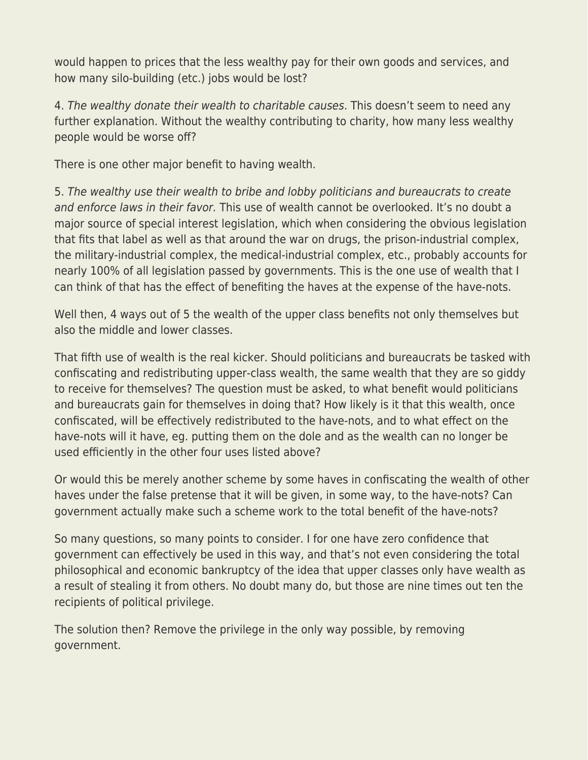would happen to prices that the less wealthy pay for their own goods and services, and how many silo-building (etc.) jobs would be lost?

4. *The wealthy donate their wealth to charitable causes*. This doesn't seem to need any further explanation. Without the wealthy contributing to charity, how many less wealthy people would be worse off?

There is one other major benefit to having wealth.

5. *The wealthy use their wealth to bribe and lobby politicians and bureaucrats to create and enforce laws in their favor.* This use of wealth cannot be overlooked. It's no doubt a major source of special interest legislation, which when considering the obvious legislation that fits that label as well as that around the war on drugs, the prison-industrial complex, the military-industrial complex, the medical-industrial complex, etc., probably accounts for nearly 100% of all legislation passed by governments. This is the one use of wealth that I can think of that has the effect of benefiting the haves at the expense of the have-nots.

Well then, 4 ways out of 5 the wealth of the upper class benefits not only themselves but also the middle and lower classes.

That fifth use of wealth is the real kicker. Should politicians and bureaucrats be tasked with confiscating and redistributing upper-class wealth, the same wealth that they are so giddy to receive for themselves? The question must be asked, to what benefit would politicians and bureaucrats gain for themselves in doing that? How likely is it that this wealth, once confiscated, will be effectively redistributed to the have-nots, and to what effect on the have-nots will it have, eg. putting them on the dole and as the wealth can no longer be used efficiently in the other four uses listed above?

Or would this be merely another scheme by some haves in confiscating the wealth of other haves under the false pretense that it will be given, in some way, to the have-nots? Can government actually make such a scheme work to the total benefit of the have-nots?

So many questions, so many points to consider. I for one have zero confidence that government can effectively be used in this way, and that's not even considering the total philosophical and economic bankruptcy of the idea that upper classes only have wealth as a result of stealing it from others. No doubt many do, but those are nine times out ten the recipients of political privilege.

The solution then? Remove the privilege in the only way possible, by removing government.